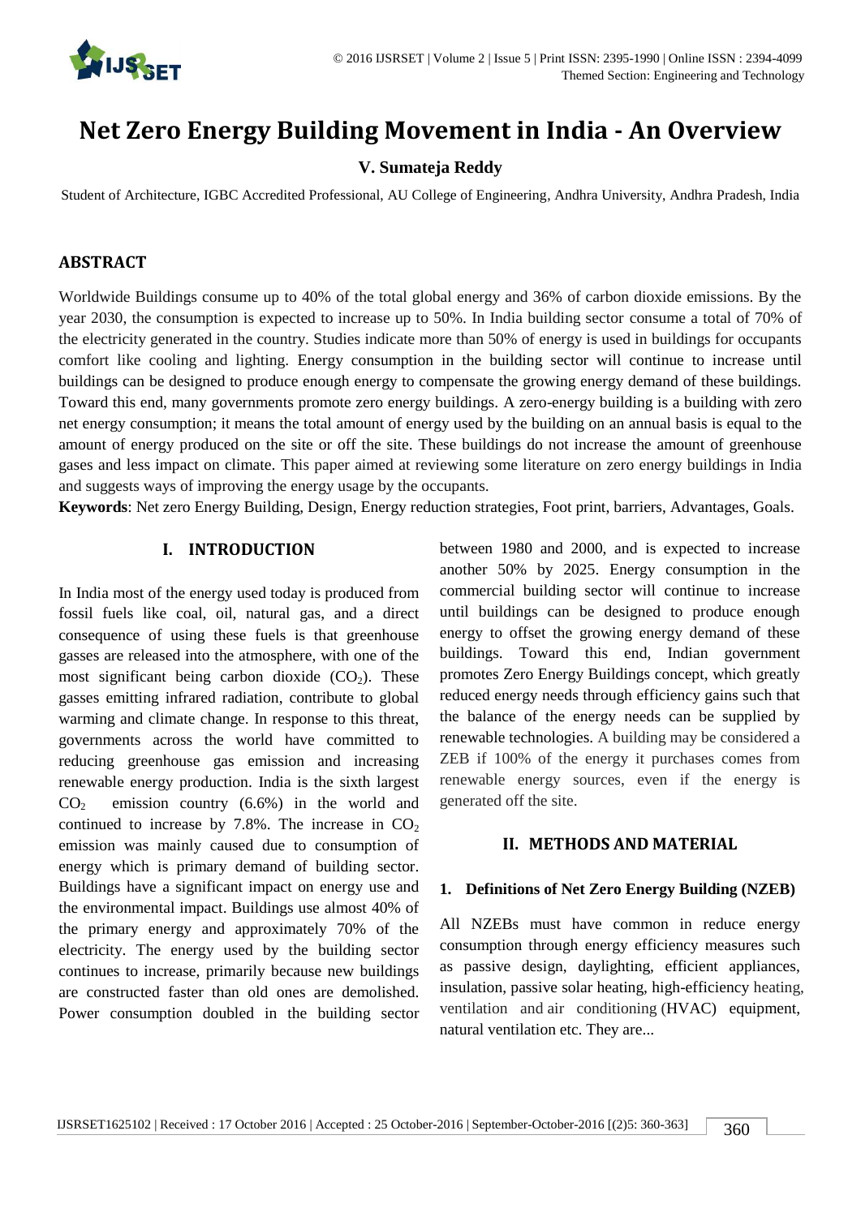# Net Zero Energy Building Movement in India - An Overview

**V. Sumateja Reddy**

Student of Architecture, IGBC Accredited Professional, AU College of Engineering, Andhra University, Andhra Pradesh, India

## ABSTRACT

Worldwide Buildings consume up to 40% of the total global energy and 36% of carbon dioxide emissions. By the year 2030, the consumption is expected to increase up to 50%. In India building sector consume a total of 70% of the electricity generated in the country. Studies indicate more than 50% of energy is used in buildings for occupants comfort like cooling and lighting. Energy consumption in the building sector will continue to increase until buildings can be designed to produce enough energy to compensate the growing energy demand of these buildings. Toward this end, many governments promote zero energy buildings. A zero-energy building is a building with zero net energy consumption; it means the total amount of energy used by the building on an annual basis is equal to the amount of energy produced on the site or off the site. These buildings do not increase the amount of greenhouse gases and less impact on climate. This paper aimed at reviewing some literature on zero energy buildings in India and suggests ways of improving the energy usage by the occupants.

**Keywords**: Net zero Energy Building, Design, Energy reduction strategies, Foot print, barriers, Advantages, Goals.

## I. INTRODUCTION

In India most of the energy used today is produced from fossil fuels like coal, oil, natural gas, and a direct consequence of using these fuels is that greenhouse gasses are released into the atmosphere, with one of the most significant being carbon dioxide ($CO_2$). These gasses emitting infrared radiation, contribute to global warming and climate change. In response to this threat, governments across the world have committed to reducing greenhouse gas emission and increasing renewable energy production. India is the sixth largest $CO_2$ emission country (6.6%) in the world and continued to increase by 7.8%. The increase in $CO_2$ emission was mainly caused due to consumption of energy which is primary demand of building sector. Buildings have a significant impact on energy use and the environmental impact. Buildings use almost 40% of the primary energy and approximately 70% of the electricity. The energy used by the building sector continues to increase, primarily because new buildings are constructed faster than old ones are demolished. Power consumption doubled in the building sector between 1980 and 2000, and is expected to increase another 50% by 2025. Energy consumption in the commercial building sector will continue to increase until buildings can be designed to produce enough energy to offset the growing energy demand of these buildings. Toward this end, Indian government promotes Zero Energy Buildings concept, which greatly reduced energy needs through efficiency gains such that the balance of the energy needs can be supplied by renewable technologies. A building may be considered a ZEB if 100% of the energy it purchases comes from renewable energy sources, even if the energy is generated off the site.

## II. METHODS AND MATERIAL

### 1. Definitions of Net Zero Energy Building (NZEB)

All NZEBs must have common in reduce energy consumption through energy efficiency measures such as passive design, daylighting, efficient appliances, insulation, passive solar heating, high-efficiency heating, ventilation and air conditioning (HVAC) equipment, natural ventilation etc. They are...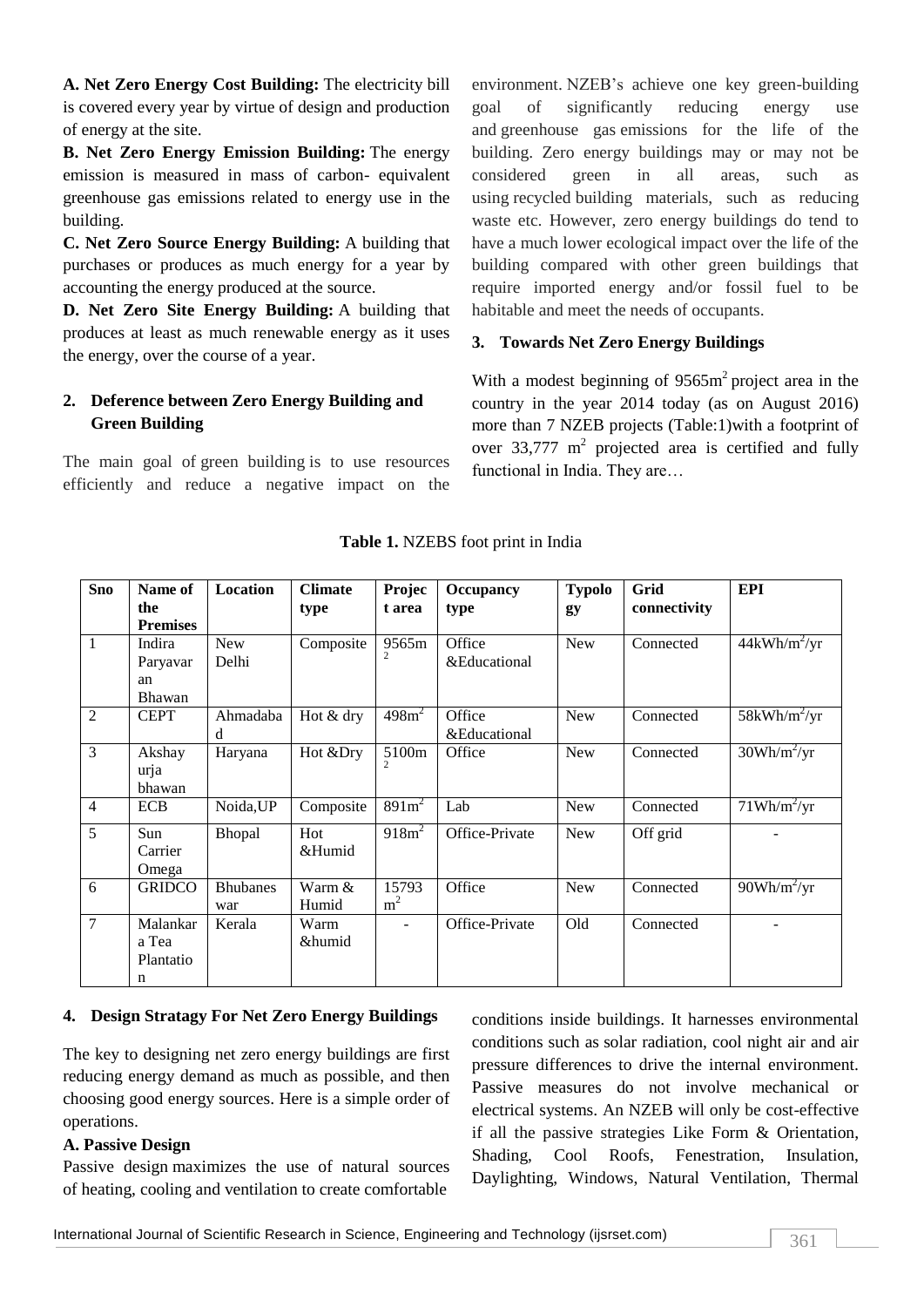**A. Net Zero Energy Cost Building:** The electricity bill is covered every year by virtue of design and production of energy at the site.

**B. Net Zero Energy Emission Building:** The energy emission is measured in mass of carbon- equivalent greenhouse gas emissions related to energy use in the building.

**C. Net Zero Source Energy Building:** A building that purchases or produces as much energy for a year by accounting the energy produced at the source.

**D. Net Zero Site Energy Building:** A building that produces at least as much renewable energy as it uses the energy, over the course of a year.

## 2. Deference between Zero Energy Building and Green Building

The main goal of green building is to use resources efficiently and reduce a negative impact on the environment. NZEB's achieve one key green-building goal of significantly reducing energy use and greenhouse gas emissions for the life of the building. Zero energy buildings may or may not be considered green in all areas, such as using recycled building materials, such as reducing waste etc. However, zero energy buildings do tend to have a much lower ecological impact over the life of the building compared with other green buildings that require imported energy and/or fossil fuel to be habitable and meet the needs of occupants.

## 3. Towards Net Zero Energy Buildings

With a modest beginning of 9565m$^2$ project area in the country in the year 2014 today (as on August 2016) more than 7 NZEB projects (Table:1)with a footprint of over 33,777 m$^2$ projected area is certified and fully functional in India. They are…

**Table 1.** NZEBS foot print in India

| Sno | Name of the Premises | Location | Climate type | Project area | Occupancy type | Typology | Grid connectivity | EPI |
|---|---|---|---|---|---|---|---|---|
| 1 | Indira Paryavaran Bhawan | New Delhi | Composite | 9565m$^2$ | Office &Educational | New | Connected | 44kWh/m$^2$/yr |
| 2 | CEPT | Ahmadabad | Hot & dry | 498m$^2$ | Office &Educational | New | Connected | 58kWh/m$^2$/yr |
| 3 | Akshay urja bhawan | Haryana | Hot &Dry | 5100m$^2$ | Office | New | Connected | 30Wh/m$^2$/yr |
| 4 | ECB | Noida,UP | Composite | 891m$^2$ | Lab | New | Connected | 71Wh/m$^2$/yr |
| 5 | Sun Carrier Omega | Bhopal | Hot &Humid | 918m$^2$ | Office-Private | New | Off grid | - |
| 6 | GRIDCO | Bhubaneswar | Warm & Humid | 15793 m$^2$ | Office | New | Connected | 90Wh/m$^2$/yr |
| 7 | Malankara Tea Plantation | Kerala | Warm &humid | - | Office-Private | Old | Connected | - |

## 4. Design Stratagy For Net Zero Energy Buildings

The key to designing net zero energy buildings are first reducing energy demand as much as possible, and then choosing good energy sources. Here is a simple order of operations.

**A. Passive Design**

Passive design maximizes the use of natural sources of heating, cooling and ventilation to create comfortable conditions inside buildings. It harnesses environmental conditions such as solar radiation, cool night air and air pressure differences to drive the internal environment. Passive measures do not involve mechanical or electrical systems. An NZEB will only be cost-effective if all the passive strategies Like Form & Orientation, Shading, Cool Roofs, Fenestration, Insulation, Daylighting, Windows, Natural Ventilation, Thermal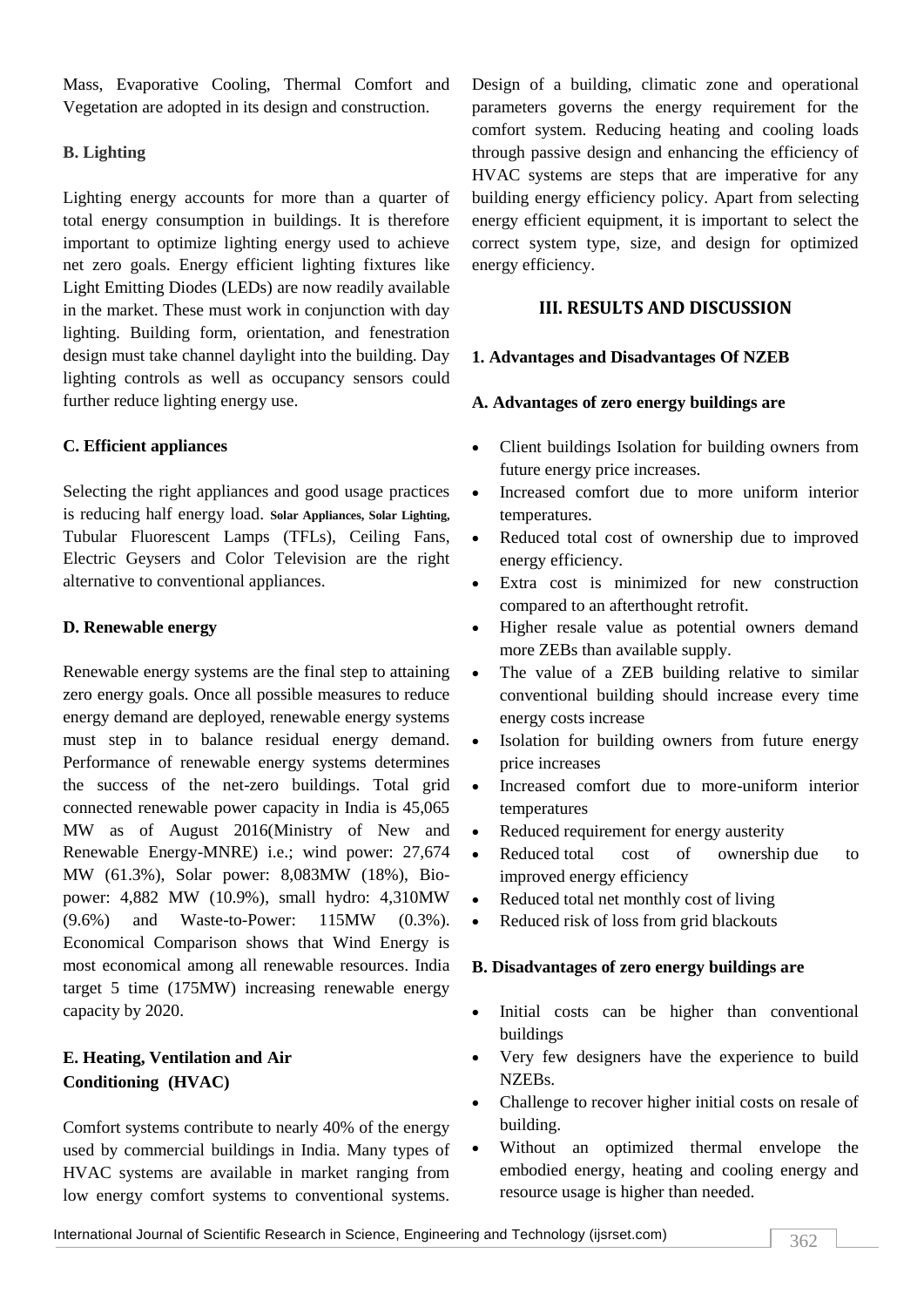Mass, Evaporative Cooling, Thermal Comfort and Vegetation are adopted in its design and construction.

**B. Lighting**

Lighting energy accounts for more than a quarter of total energy consumption in buildings. It is therefore important to optimize lighting energy used to achieve net zero goals. Energy efficient lighting fixtures like Light Emitting Diodes (LEDs) are now readily available in the market. These must work in conjunction with day lighting. Building form, orientation, and fenestration design must take channel daylight into the building. Day lighting controls as well as occupancy sensors could further reduce lighting energy use.

**C. Efficient appliances**

Selecting the right appliances and good usage practices is reducing half energy load. **Solar Appliances, Solar Lighting,** Tubular Fluorescent Lamps (TFLs), Ceiling Fans, Electric Geysers and Color Television are the right alternative to conventional appliances.

**D. Renewable energy**

Renewable energy systems are the final step to attaining zero energy goals. Once all possible measures to reduce energy demand are deployed, renewable energy systems must step in to balance residual energy demand. Performance of renewable energy systems determines the success of the net-zero buildings. Total grid connected renewable power capacity in India is 45,065 MW as of August 2016(Ministry of New and Renewable Energy-MNRE) i.e.; wind power: 27,674 MW (61.3%), Solar power: 8,083MW (18%), Bio-power: 4,882 MW (10.9%), small hydro: 4,310MW (9.6%) and Waste-to-Power: 115MW (0.3%). Economical Comparison shows that Wind Energy is most economical among all renewable resources. India target 5 time (175MW) increasing renewable energy capacity by 2020.

**E. Heating, Ventilation and Air Conditioning (HVAC)**

Comfort systems contribute to nearly 40% of the energy used by commercial buildings in India. Many types of HVAC systems are available in market ranging from low energy comfort systems to conventional systems. Design of a building, climatic zone and operational parameters governs the energy requirement for the comfort system. Reducing heating and cooling loads through passive design and enhancing the efficiency of HVAC systems are steps that are imperative for any building energy efficiency policy. Apart from selecting energy efficient equipment, it is important to select the correct system type, size, and design for optimized energy efficiency.

## III. RESULTS AND DISCUSSION

**1. Advantages and Disadvantages Of NZEB**

**A. Advantages of zero energy buildings are**

- Client buildings Isolation for building owners from future energy price increases.
- Increased comfort due to more uniform interior temperatures.
- Reduced total cost of ownership due to improved energy efficiency.
- Extra cost is minimized for new construction compared to an afterthought retrofit.
- Higher resale value as potential owners demand more ZEBs than available supply.
- The value of a ZEB building relative to similar conventional building should increase every time energy costs increase
- Isolation for building owners from future energy price increases
- Increased comfort due to more-uniform interior temperatures
- Reduced requirement for energy austerity
- Reduced total cost of ownership due to improved energy efficiency
- Reduced total net monthly cost of living
- Reduced risk of loss from grid blackouts

**B. Disadvantages of zero energy buildings are**

- Initial costs can be higher than conventional buildings
- Very few designers have the experience to build NZEBs.
- Challenge to recover higher initial costs on resale of building.
- Without an optimized thermal envelope the embodied energy, heating and cooling energy and resource usage is higher than needed.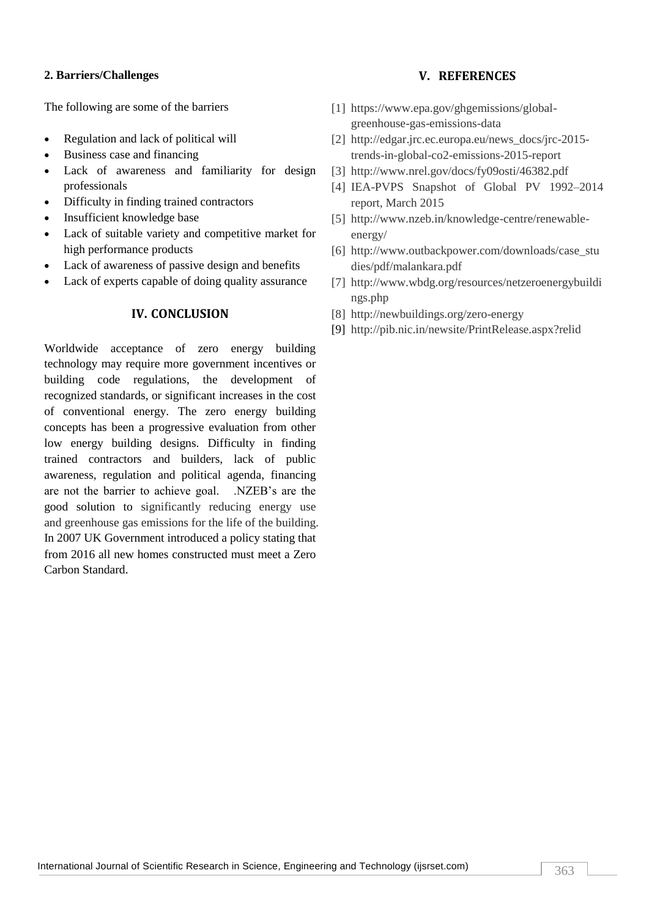### 2. Barriers/Challenges

The following are some of the barriers

- Regulation and lack of political will
- Business case and financing
- Lack of awareness and familiarity for design professionals
- Difficulty in finding trained contractors
- Insufficient knowledge base
- Lack of suitable variety and competitive market for high performance products
- Lack of awareness of passive design and benefits
- Lack of experts capable of doing quality assurance

## IV. CONCLUSION

Worldwide acceptance of zero energy building technology may require more government incentives or building code regulations, the development of recognized standards, or significant increases in the cost of conventional energy. The zero energy building concepts has been a progressive evaluation from other low energy building designs. Difficulty in finding trained contractors and builders, lack of public awareness, regulation and political agenda, financing are not the barrier to achieve goal. .NZEB's are the good solution to significantly reducing energy use and greenhouse gas emissions for the life of the building. In 2007 UK Government introduced a policy stating that from 2016 all new homes constructed must meet a Zero Carbon Standard.

## V. REFERENCES

[1] https://www.epa.gov/ghgemissions/global-greenhouse-gas-emissions-data

[2] http://edgar.jrc.ec.europa.eu/news_docs/jrc-2015-trends-in-global-co2-emissions-2015-report

[3] http://www.nrel.gov/docs/fy09osti/46382.pdf

[4] IEA-PVPS Snapshot of Global PV 1992–2014 report, March 2015

[5] http://www.nzeb.in/knowledge-centre/renewable-energy/

[6] http://www.outbackpower.com/downloads/case_studies/pdf/malankara.pdf

[7] http://www.wbdg.org/resources/netzeroenergybuildings.php

[8] http://newbuildings.org/zero-energy

[9] http://pib.nic.in/newsite/PrintRelease.aspx?relid